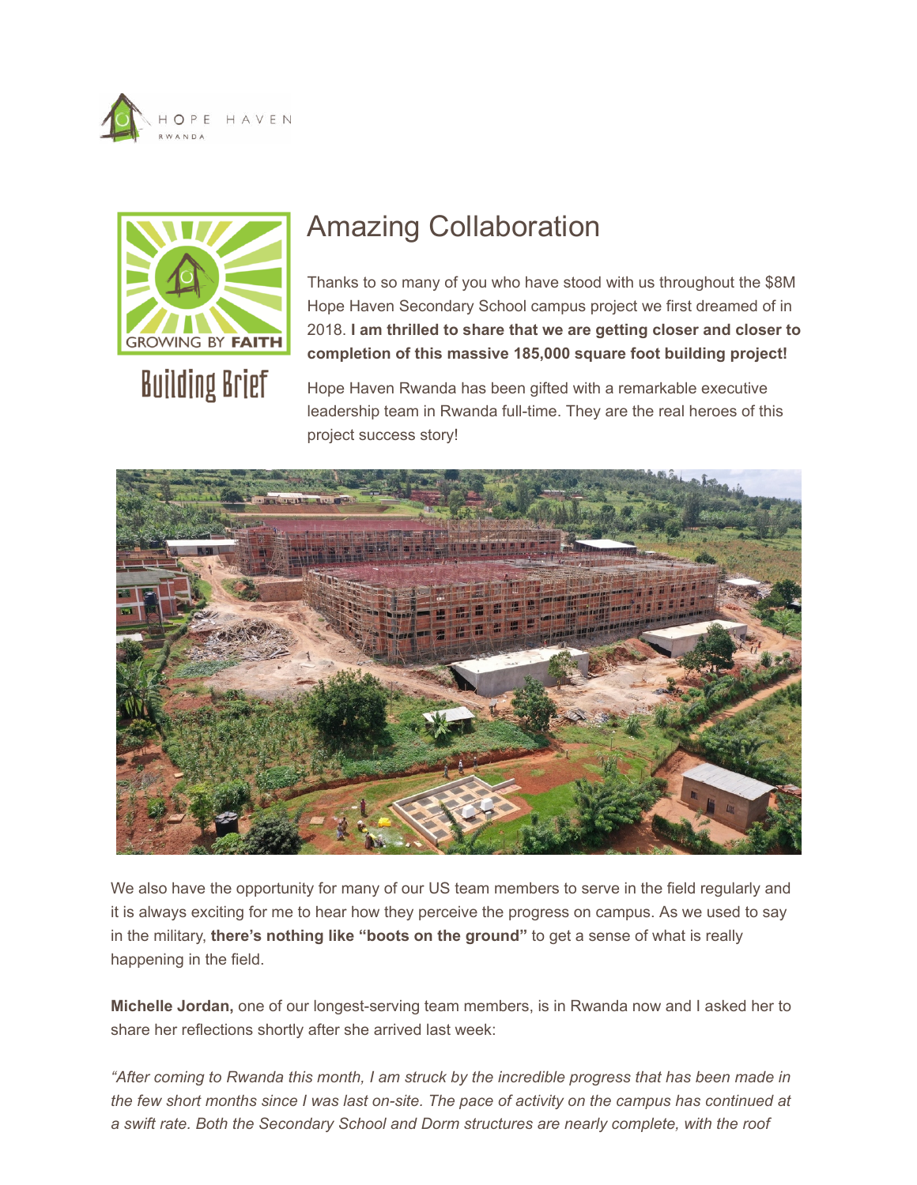HOPE HAVEN
RWANDA

GROWING BY FAITH

Building Brief

# Amazing Collaboration

Thanks to so many of you who have stood with us throughout the $8M Hope Haven Secondary School campus project we first dreamed of in 2018. **I am thrilled to share that we are getting closer and closer to completion of this massive 185,000 square foot building project!**

Hope Haven Rwanda has been gifted with a remarkable executive leadership team in Rwanda full-time. They are the real heroes of this project success story!

We also have the opportunity for many of our US team members to serve in the field regularly and it is always exciting for me to hear how they perceive the progress on campus. As we used to say in the military, **there's nothing like "boots on the ground"** to get a sense of what is really happening in the field.

**Michelle Jordan,** one of our longest-serving team members, is in Rwanda now and I asked her to share her reflections shortly after she arrived last week:

*"After coming to Rwanda this month, I am struck by the incredible progress that has been made in the few short months since I was last on-site. The pace of activity on the campus has continued at a swift rate. Both the Secondary School and Dorm structures are nearly complete, with the roof*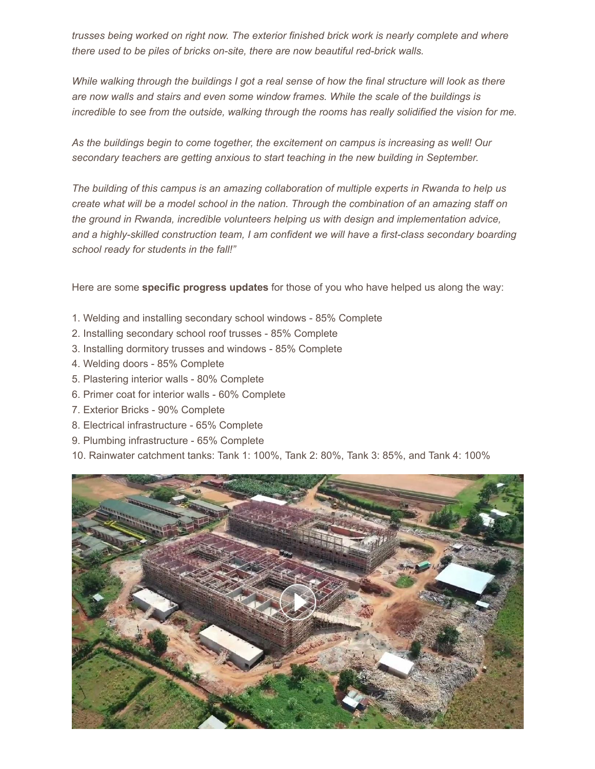*trusses being worked on right now. The exterior finished brick work is nearly complete and where there used to be piles of bricks on-site, there are now beautiful red-brick walls.*

*While walking through the buildings I got a real sense of how the final structure will look as there are now walls and stairs and even some window frames. While the scale of the buildings is incredible to see from the outside, walking through the rooms has really solidified the vision for me.*

*As the buildings begin to come together, the excitement on campus is increasing as well! Our secondary teachers are getting anxious to start teaching in the new building in September.*

*The building of this campus is an amazing collaboration of multiple experts in Rwanda to help us create what will be a model school in the nation. Through the combination of an amazing staff on the ground in Rwanda, incredible volunteers helping us with design and implementation advice, and a highly-skilled construction team, I am confident we will have a first-class secondary boarding school ready for students in the fall!"*

Here are some **specific progress updates** for those of you who have helped us along the way:

1. Welding and installing secondary school windows - 85% Complete
2. Installing secondary school roof trusses - 85% Complete
3. Installing dormitory trusses and windows - 85% Complete
4. Welding doors - 85% Complete
5. Plastering interior walls - 80% Complete
6. Primer coat for interior walls - 60% Complete
7. Exterior Bricks - 90% Complete
8. Electrical infrastructure - 65% Complete
9. Plumbing infrastructure - 65% Complete
10. Rainwater catchment tanks: Tank 1: 100%, Tank 2: 80%, Tank 3: 85%, and Tank 4: 100%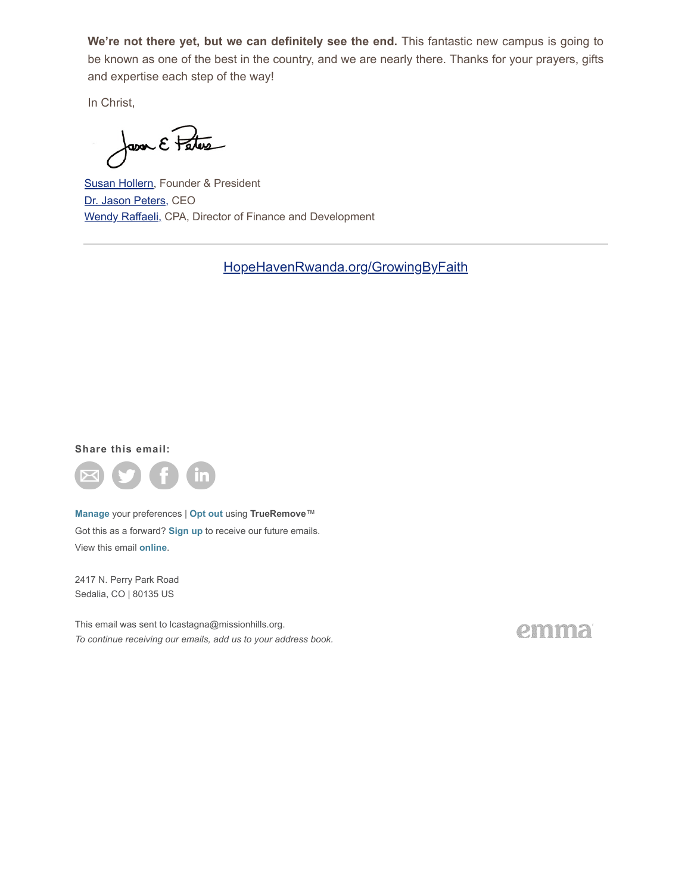**We're not there yet, but we can definitely see the end.** This fantastic new campus is going to be known as one of the best in the country, and we are nearly there. Thanks for your prayers, gifts and expertise each step of the way!

In Christ,

Susan Hollern, Founder & President
Dr. Jason Peters, CEO
Wendy Raffaeli, CPA, Director of Finance and Development

---

HopeHavenRwanda.org/GrowingByFaith

**Share this email:**

**Manage** your preferences | **Opt out** using **TrueRemove**™
Got this as a forward? **Sign up** to receive our future emails.
View this email **online**.

2417 N. Perry Park Road
Sedalia, CO | 80135 US

This email was sent to lcastagna@missionhills.org.
*To continue receiving our emails, add us to your address book.*

emma